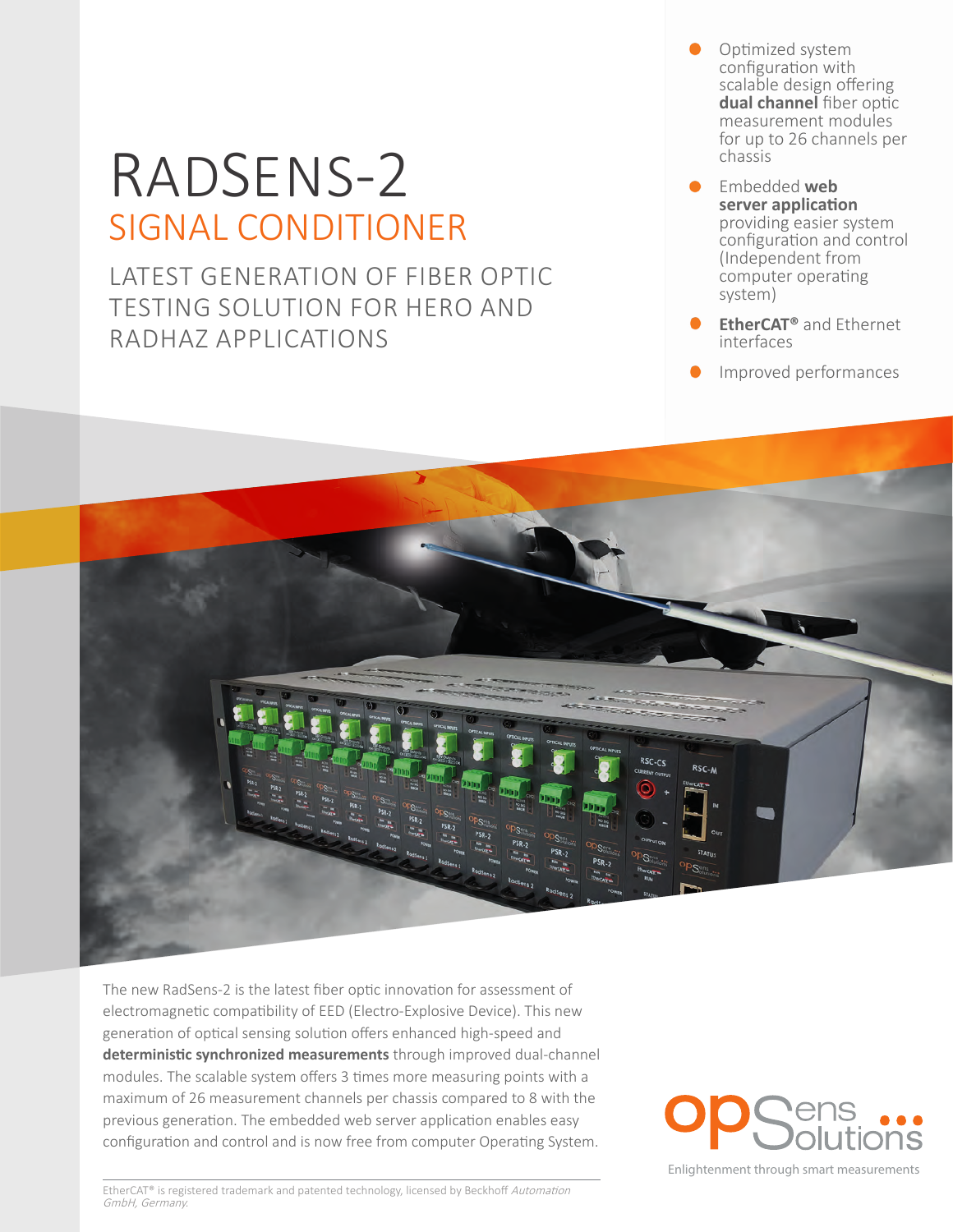# RADSENS-2

## SIGNAL CONDITIONER

### LATEST GENERATION OF FIBER OPTIC TESTING SOLUTION FOR HERO AND RADHAZ APPLICATIONS

- Optimized system configuration with scalable design offering **dual channel** fiber optic measurement modules for up to 26 channels per chassis
- Embedded **web server application** providing easier system configuration and control (Independent from computer operating system)
- **EtherCAT®** and Ethernet interfaces
- Improved performances

The new RadSens-2 is the latest fiber optic innovation for assessment of electromagnetic compatibility of EED (Electro-Explosive Device). This new generation of optical sensing solution offers enhanced high-speed and **deterministic synchronized measurements** through improved dual-channel modules. The scalable system offers 3 times more measuring points with a maximum of 26 measurement channels per chassis compared to 8 with the previous generation. The embedded web server application enables easy configuration and control and is now free from computer Operating System.

OpSens Solutions

Enlightenment through smart measurements

EtherCAT® is registered trademark and patented technology, licensed by Beckhoff *Automation GmbH, Germany.*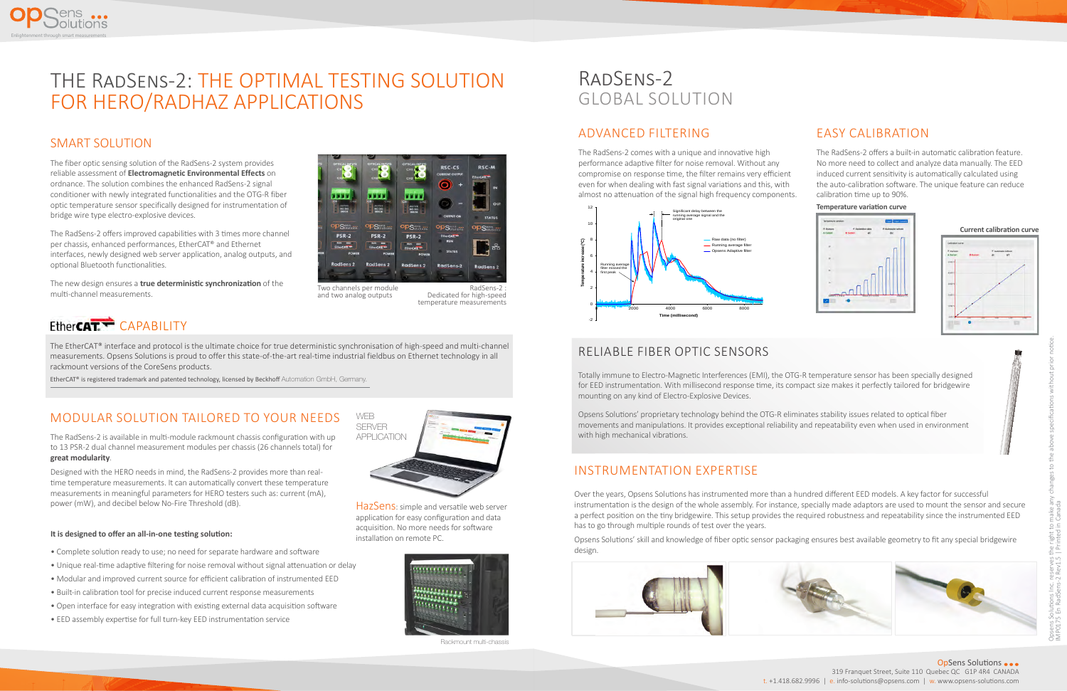# THE RADSENS-2: THE OPTIMAL TESTING SOLUTION FOR HERO/RADHAZ APPLICATIONS

## SMART SOLUTION

The fiber optic sensing solution of the RadSens-2 system provides reliable assessment of **Electromagnetic Environmental Effects** on ordnance. The solution combines the enhanced RadSens-2 signal conditioner with newly integrated functionalities and the OTG-R fiber optic temperature sensor specifically designed for instrumentation of bridge wire type electro-explosive devices.

The RadSens-2 offers improved capabilities with 3 times more channel per chassis, enhanced performances, EtherCAT® and Ethernet interfaces, newly designed web server application, analog outputs, and optional Bluetooth functionalities.

The new design ensures a **true deterministic synchronization** of the multi-channel measurements.

Two channels per module and two analog outputs

RadSens-2 : Dedicated for high-speed temperature measurements

## EtherCAT CAPABILITY

The EtherCAT® interface and protocol is the ultimate choice for true deterministic synchronization of high-speed and multi-channel measurements. Opsens Solutions is proud to offer this state-of-the-art real-time industrial fieldbus on Ethernet technology in all rackmount versions of the CoreSens products.

EtherCAT® is registered trademark and patented technology, licensed by Beckhoff Automation GmbH, Germany.

## MODULAR SOLUTION TAILORED TO YOUR NEEDS

The RadSens-2 is available in multi-module rackmount chassis configuration with up to 13 PSR-2 dual channel measurement modules per chassis (26 channels total) for **great modularity**.

Designed with the HERO needs in mind, the RadSens-2 provides more than real-time temperature measurements. It can automatically convert these temperature measurements in meaningful parameters for HERO testers such as: current (mA), power (mW), and decibel below No-Fire Threshold (dB).

**It is designed to offer an all-in-one testing solution:**

- Complete solution ready to use; no need for separate hardware and software
- Unique real-time adaptive filtering for noise removal without signal attenuation or delay
- Modular and improved current source for efficient calibration of instrumented EED
- Built-in calibration tool for precise induced current response measurements
- Open interface for easy integration with existing external data acquisition software
- EED assembly expertise for full turn-key EED instrumentation service

WEB SERVER APPLICATION

HazSens: simple and versatile web server application for easy configuration and data acquisition. No more needs for software installation on remote PC.

Rackmount multi-chassis

# RADSENS-2 GLOBAL SOLUTION

## ADVANCED FILTERING

The RadSens-2 comes with a unique and innovative high performance adaptive filter for noise removal. Without any compromise on response time, the filter remains very efficient even for when dealing with fast signal variations and this, with almost no attenuation of the signal high frequency components.

## EASY CALIBRATION

The RadSens-2 offers a built-in automatic calibration feature. No more need to collect and analyze data manually. The EED induced current sensitivity is automatically calculated using the auto-calibration software. The unique feature can reduce calibration time up to 90%.

**Temperature variation curve**

**Current calibration curve**

## RELIABLE FIBER OPTIC SENSORS

Totally immune to Electro-Magnetic Interferences (EMI), the OTG-R temperature sensor has been specially designed for EED instrumentation. With millisecond response time, its compact size makes it perfectly tailored for bridgewire mounting on any kind of Electro-Explosive Devices.

Opsens Solutions' proprietary technology behind the OTG-R eliminates stability issues related to optical fiber movements and manipulations. It provides exceptional reliability and repeatability even when used in environment with high mechanical vibrations.

## INSTRUMENTATION EXPERTISE

Over the years, Opsens Solutions has instrumented more than a hundred different EED models. A key factor for successful instrumentation is the design of the whole assembly. For instance, specially made adaptors are used to mount the sensor and secure a perfect position on the tiny bridgewire. This setup provides the required robustness and repeatability since the instrumented EED has to go through multiple rounds of test over the years.

Opsens Solutions' skill and knowledge of fiber optic sensor packaging ensures best available geometry to fit any special bridgewire design.

OpSens Solutions
319 Franquet Street, Suite 110 Quebec QC G1P 4R4 CANADA
t. +1.418.682.9996 | e. info-solutions@opsens.com | w. www.opsens-solutions.com

Opsens Solutions inc. reserves the right to make any changes to the above specifications without prior notice. IMP0175 En RadSens-2 Rev1.5 | Printed in Canada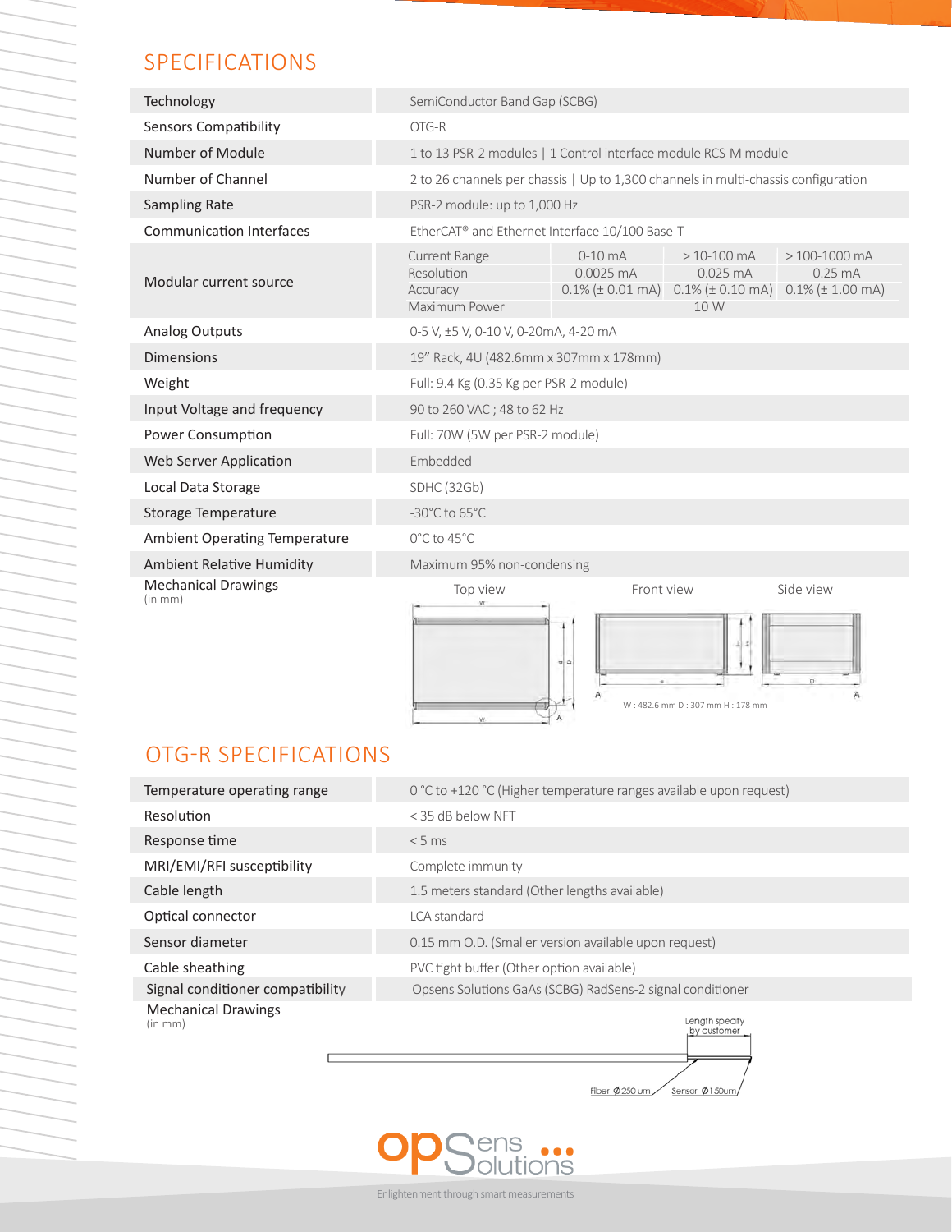## SPECIFICATIONS

| | |
|---|---|
| Technology | SemiConductor Band Gap (SCBG) |
| Sensors Compatibility | OTG-R |
| Number of Module | 1 to 13 PSR-2 modules \| 1 Control interface module RCS-M module |
| Number of Channel | 2 to 26 channels per chassis \| Up to 1,300 channels in multi-chassis configuration |
| Sampling Rate | PSR-2 module: up to 1,000 Hz |
| Communication Interfaces | EtherCAT® and Ethernet Interface 10/100 Base-T |
| Modular current source | Current Range: 0-10 mA / > 10-100 mA / > 100-1000 mA<br>Resolution: 0.0025 mA / 0.025 mA / 0.25 mA<br>Accuracy: 0.1% (± 0.01 mA) / 0.1% (± 0.10 mA) / 0.1% (± 1.00 mA)<br>Maximum Power: 10 W |
| Analog Outputs | 0-5 V, ±5 V, 0-10 V, 0-20mA, 4-20 mA |
| Dimensions | 19" Rack, 4U (482.6mm x 307mm x 178mm) |
| Weight | Full: 9.4 Kg (0.35 Kg per PSR-2 module) |
| Input Voltage and frequency | 90 to 260 VAC ; 48 to 62 Hz |
| Power Consumption | Full: 70W (5W per PSR-2 module) |
| Web Server Application | Embedded |
| Local Data Storage | SDHC (32Gb) |
| Storage Temperature | -30°C to 65°C |
| Ambient Operating Temperature | 0°C to 45°C |
| Ambient Relative Humidity | Maximum 95% non-condensing |

Mechanical Drawings (in mm)

Top view    Front view    Side view

W : 482.6 mm D : 307 mm H : 178 mm

## OTG-R SPECIFICATIONS

| | |
|---|---|
| Temperature operating range | 0 °C to +120 °C (Higher temperature ranges available upon request) |
| Resolution | < 35 dB below NFT |
| Response time | < 5 ms |
| MRI/EMI/RFI susceptibility | Complete immunity |
| Cable length | 1.5 meters standard (Other lengths available) |
| Optical connector | LCA standard |
| Sensor diameter | 0.15 mm O.D. (Smaller version available upon request) |
| Cable sheathing | PVC tight buffer (Other option available) |
| Signal conditioner compatibility | Opsens Solutions GaAs (SCBG) RadSens-2 signal conditioner |

Mechanical Drawings (in mm)

Length specify by customer

Fiber Ø 250 um

Sensor Ø 150um

OpSens Solutions

Enlightenment through smart measurements